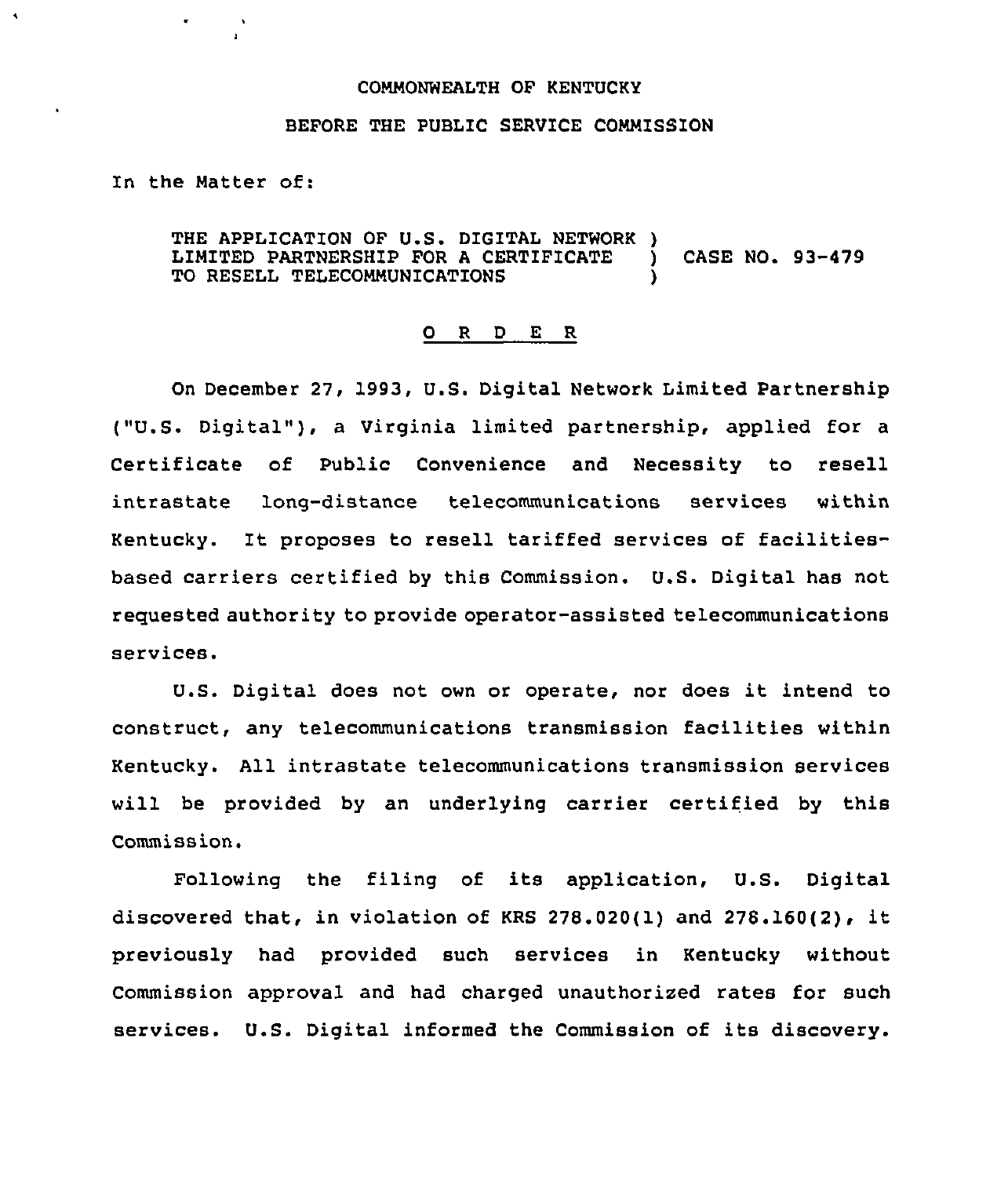COMMONWEALTH OF KENTUCKY

BEFORE THE PUBLIC SERVICE COMMISSION

In the Matter of:

THE APPLICATION OF U.S. DIGITAL NETWORK LIMITED PARTNERSHIP FOR A CERTIFICATE TO RESELL TELECOMMUNICATIONS ) CASE NO. 93-479

# ORDER

On December 27, 1993, U.S. Digital Network Limited Partnership ("U.S. Digital"), a Virginia limited partnership, applied for a Certificate of Public Convenience and Necessity to resell intrastate long-distance telecommunications services within Kentucky. It proposes to resell tariffed services of facilities-based carriers certified by this Commission. U.S. Digital has not requested authority to provide operator-assisted telecommunications services.

U.S. Digital does not own or operate, nor does it intend to construct, any telecommunications transmission facilities within Kentucky. All intrastate telecommunications transmission services will be provided by an underlying carrier certified by this Commission.

Following the filing of its application, U.S. Digital discovered that, in violation of KRS 278.020(1) and 278.160(2), it previously had provided such services in Kentucky without Commission approval and had charged unauthorized rates for such services. U.S. Digital informed the Commission of its discovery.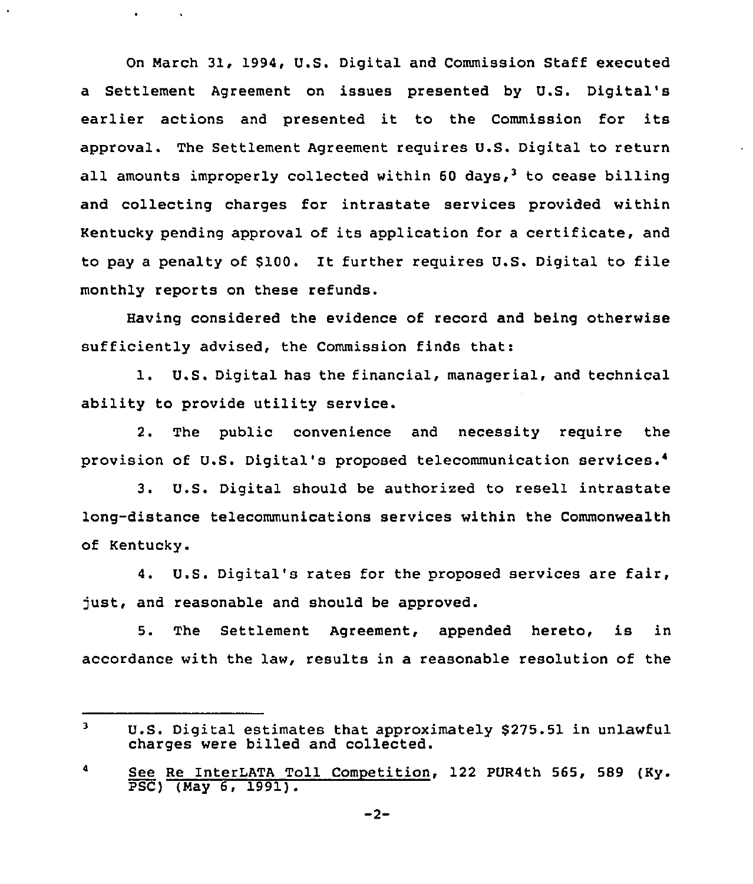On March 31, 1994, U.S. Digital and Commission Staff executed a Settlement Agreement on issues presented by U.S. Digital's earlier actions and presented it to the Commission for its approval. The Settlement Agreement requires U.S. Digital to return all amounts improperly collected within 60 days,[3] to cease billing and collecting charges for intrastate services provided within Kentucky pending approval of its application for a certificate, and to pay a penalty of $100. It further requires U.S. Digital to file monthly reports on these refunds.

Having considered the evidence of record and being otherwise sufficiently advised, the Commission finds that:

1. U.S. Digital has the financial, managerial, and technical ability to provide utility service.

2. The public convenience and necessity require the provision of U.S. Digital's proposed telecommunication services.[4]

3. U.S. Digital should be authorized to resell intrastate long-distance telecommunications services within the Commonwealth of Kentucky.

4. U.S. Digital's rates for the proposed services are fair, just, and reasonable and should be approved.

5. The Settlement Agreement, appended hereto, is in accordance with the law, results in a reasonable resolution of the

---

[3] U.S. Digital estimates that approximately $275.51 in unlawful charges were billed and collected.

[4] See Re InterLATA Toll Competition, 122 PUR4th 565, 589 (Ky. PSC) (May 6, 1991).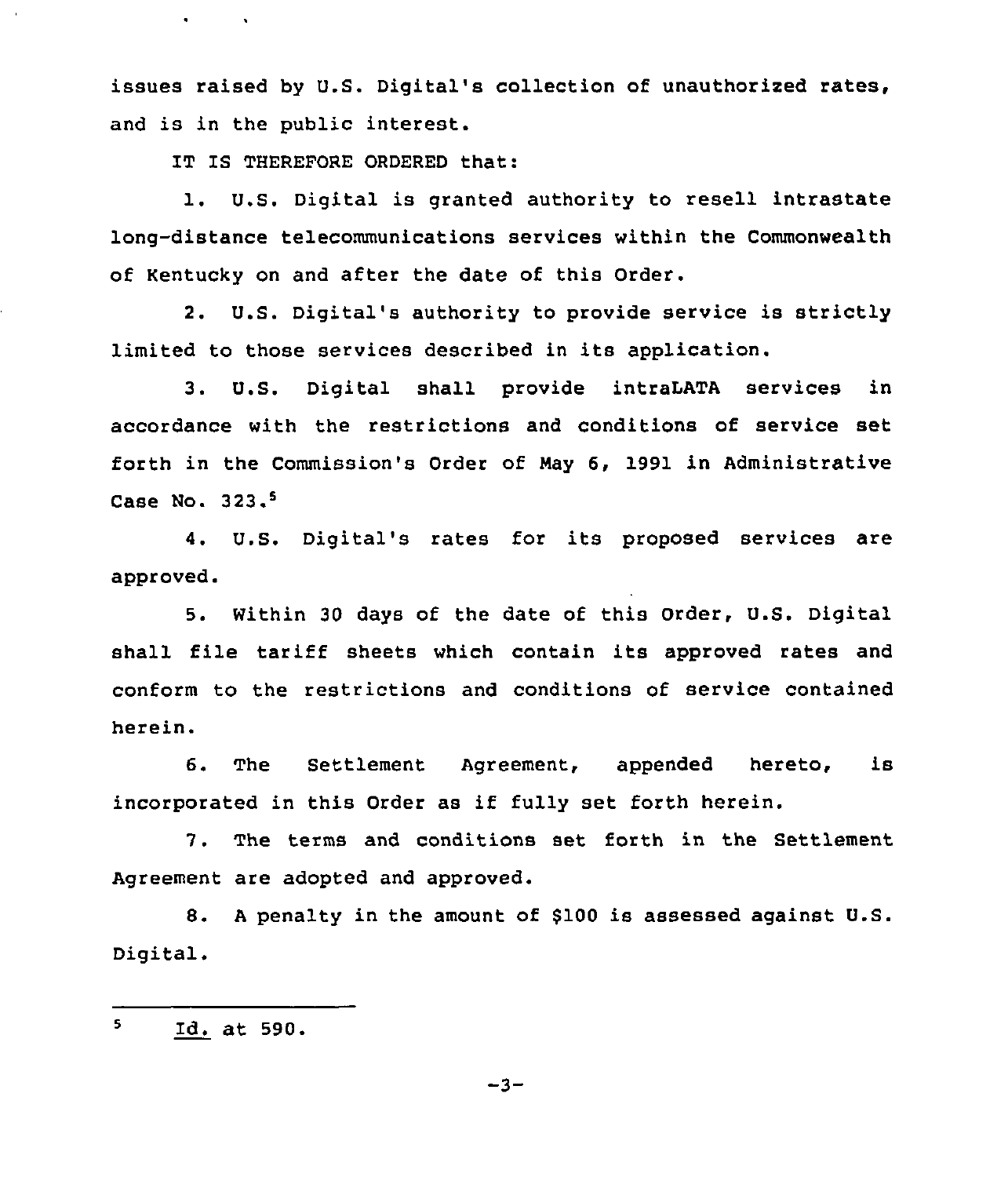issues raised by U.S. Digital's collection of unauthorized rates, and is in the public interest.

IT IS THEREFORE ORDERED that:

1. U.S. Digital is granted authority to resell intrastate long-distance telecommunications services within the Commonwealth of Kentucky on and after the date of this Order.

2. U.S. Digital's authority to provide service is strictly limited to those services described in its application.

3. U.S. Digital shall provide intraLATA services in accordance with the restrictions and conditions of service set forth in the Commission's Order of May 6, 1991 in Administrative Case No. 323.[5]

4. U.S. Digital's rates for its proposed services are approved.

5. Within 30 days of the date of this Order, U.S. Digital shall file tariff sheets which contain its approved rates and conform to the restrictions and conditions of service contained herein.

6. The Settlement Agreement, appended hereto, is incorporated in this Order as if fully set forth herein.

7. The terms and conditions set forth in the Settlement Agreement are adopted and approved.

8. A penalty in the amount of $100 is assessed against U.S. Digital.

---

[5] Id. at 590.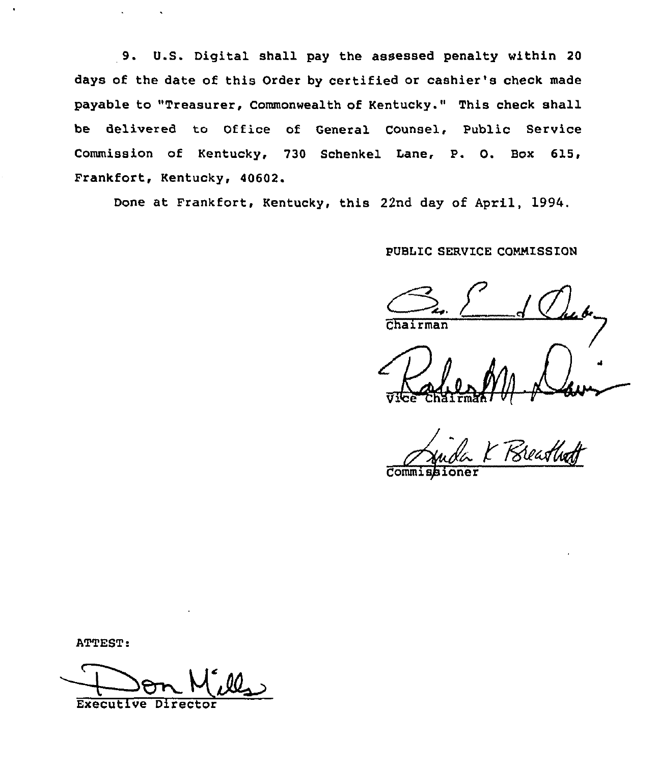9. U.S. Digital shall pay the assessed penalty within 20 days of the date of this Order by certified or cashier's check made payable to "Treasurer, Commonwealth of Kentucky." This check shall be delivered to Office of General Counsel, Public Service Commission of Kentucky, 730 Schenkel Lane, P. O. Box 615, Frankfort, Kentucky, 40602.

Done at Frankfort, Kentucky, this 22nd day of April, 1994.

PUBLIC SERVICE COMMISSION

Chairman

Vice Chairman

Commissioner

ATTEST:

Executive Director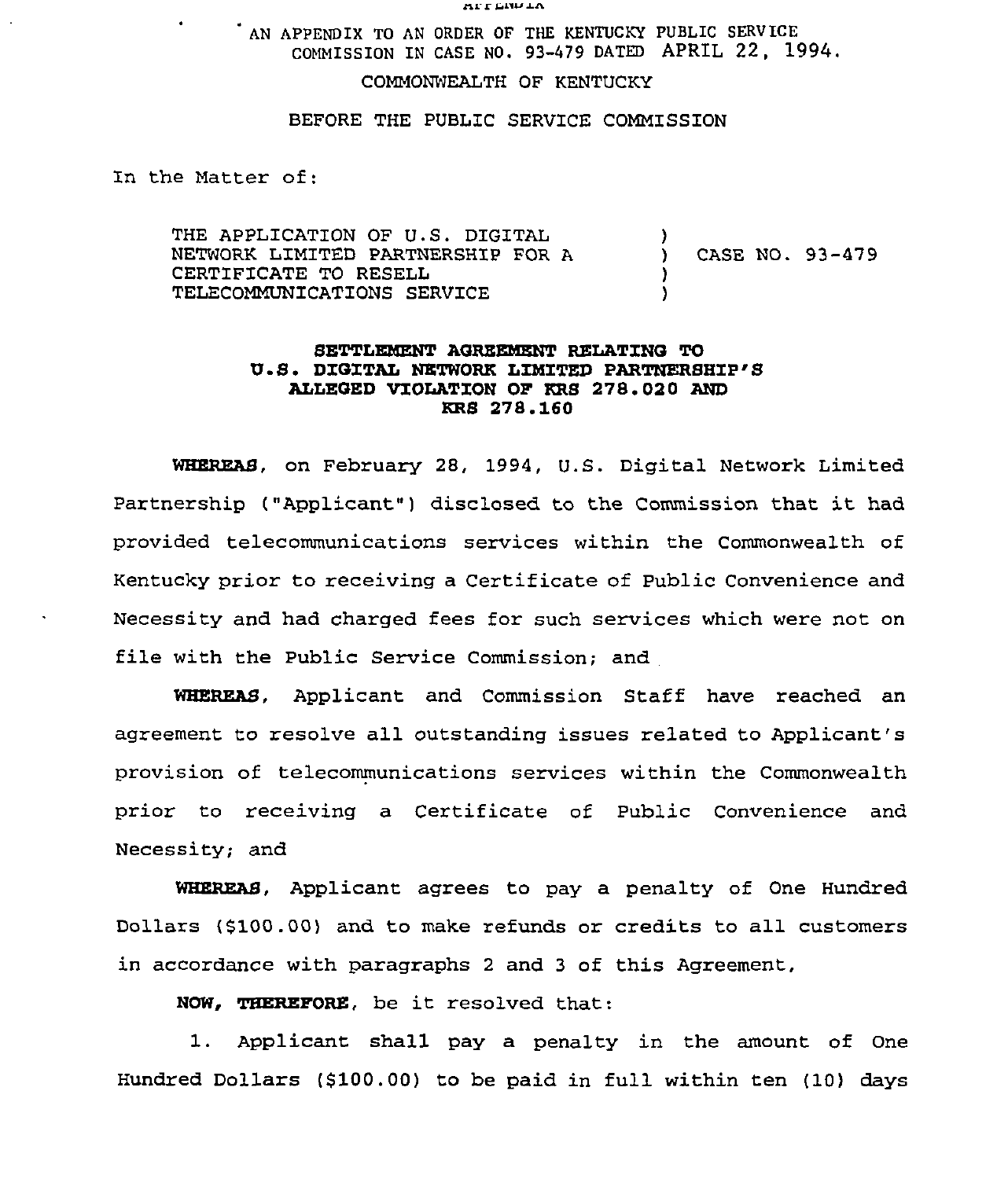APPENDIX

AN APPENDIX TO AN ORDER OF THE KENTUCKY PUBLIC SERVICE COMMISSION IN CASE NO. 93-479 DATED APRIL 22, 1994.

COMMONWEALTH OF KENTUCKY

BEFORE THE PUBLIC SERVICE COMMISSION

In the Matter of:

| | |
|---|---|
| THE APPLICATION OF U.S. DIGITAL NETWORK LIMITED PARTNERSHIP FOR A CERTIFICATE TO RESELL TELECOMMUNICATIONS SERVICE | ) CASE NO. 93-479 |

**SETTLEMENT AGREEMENT RELATING TO U.S. DIGITAL NETWORK LIMITED PARTNERSHIP'S ALLEGED VIOLATION OF KRS 278.020 AND KRS 278.160**

**WHEREAS**, on February 28, 1994, U.S. Digital Network Limited Partnership ("Applicant") disclosed to the Commission that it had provided telecommunications services within the Commonwealth of Kentucky prior to receiving a Certificate of Public Convenience and Necessity and had charged fees for such services which were not on file with the Public Service Commission; and

**WHEREAS**, Applicant and Commission Staff have reached an agreement to resolve all outstanding issues related to Applicant's provision of telecommunications services within the Commonwealth prior to receiving a Certificate of Public Convenience and Necessity; and

**WHEREAS**, Applicant agrees to pay a penalty of One Hundred Dollars ($100.00) and to make refunds or credits to all customers in accordance with paragraphs 2 and 3 of this Agreement,

**NOW, THEREFORE**, be it resolved that:

1. Applicant shall pay a penalty in the amount of One Hundred Dollars ($100.00) to be paid in full within ten (10) days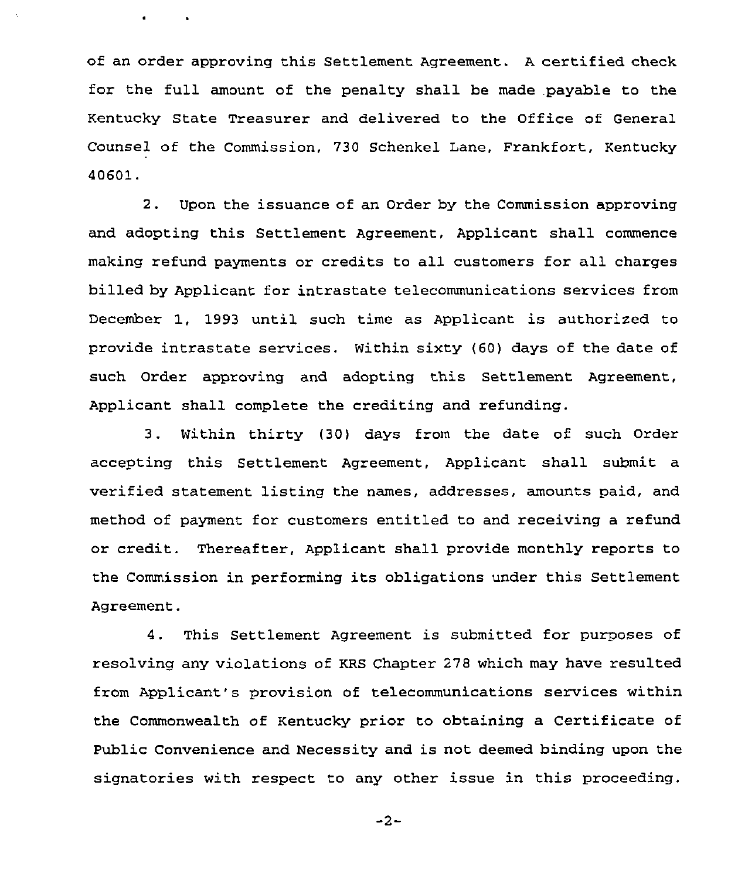of an order approving this Settlement Agreement. A certified check for the full amount of the penalty shall be made payable to the Kentucky State Treasurer and delivered to the Office of General Counsel of the Commission, 730 Schenkel Lane, Frankfort, Kentucky 40601.

2. Upon the issuance of an Order by the Commission approving and adopting this Settlement Agreement, Applicant shall commence making refund payments or credits to all customers for all charges billed by Applicant for intrastate telecommunications services from December 1, 1993 until such time as Applicant is authorized to provide intrastate services. Within sixty (60) days of the date of such Order approving and adopting this Settlement Agreement, Applicant shall complete the crediting and refunding.

3. Within thirty (30) days from the date of such Order accepting this Settlement Agreement, Applicant shall submit a verified statement listing the names, addresses, amounts paid, and method of payment for customers entitled to and receiving a refund or credit. Thereafter, Applicant shall provide monthly reports to the Commission in performing its obligations under this Settlement Agreement.

4. This Settlement Agreement is submitted for purposes of resolving any violations of KRS Chapter 278 which may have resulted from Applicant's provision of telecommunications services within the Commonwealth of Kentucky prior to obtaining a Certificate of Public Convenience and Necessity and is not deemed binding upon the signatories with respect to any other issue in this proceeding.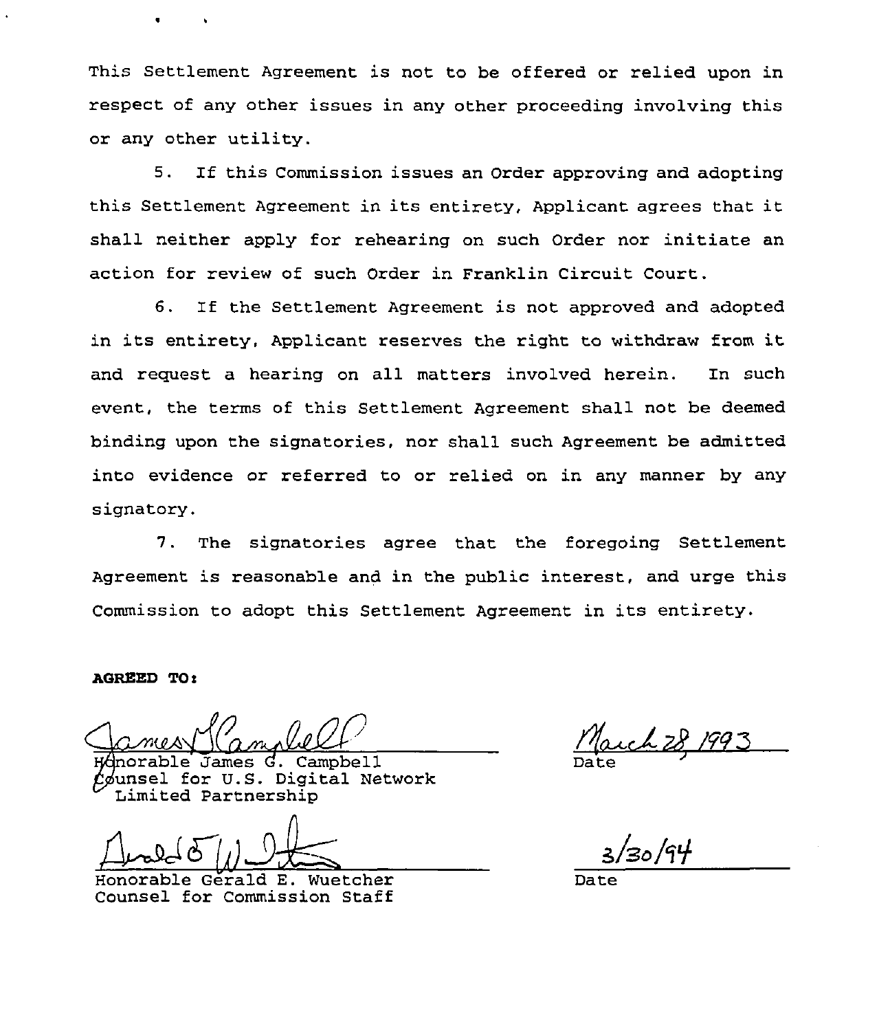This Settlement Agreement is not to be offered or relied upon in respect of any other issues in any other proceeding involving this or any other utility.

5. If this Commission issues an Order approving and adopting this Settlement Agreement in its entirety, Applicant agrees that it shall neither apply for rehearing on such Order nor initiate an action for review of such Order in Franklin Circuit Court.

6. If the Settlement Agreement is not approved and adopted in its entirety, Applicant reserves the right to withdraw from it and request a hearing on all matters involved herein. In such event, the terms of this Settlement Agreement shall not be deemed binding upon the signatories, nor shall such Agreement be admitted into evidence or referred to or relied on in any manner by any signatory.

7. The signatories agree that the foregoing Settlement Agreement is reasonable and in the public interest, and urge this Commission to adopt this Settlement Agreement in its entirety.

**AGREED TO:**

James G. Campbell
Honorable James G. Campbell
Counsel for U.S. Digital Network Limited Partnership

March 28, 1993
Date

Gerald E. Wuetcher
Honorable Gerald E. Wuetcher
Counsel for Commission Staff

3/30/94
Date